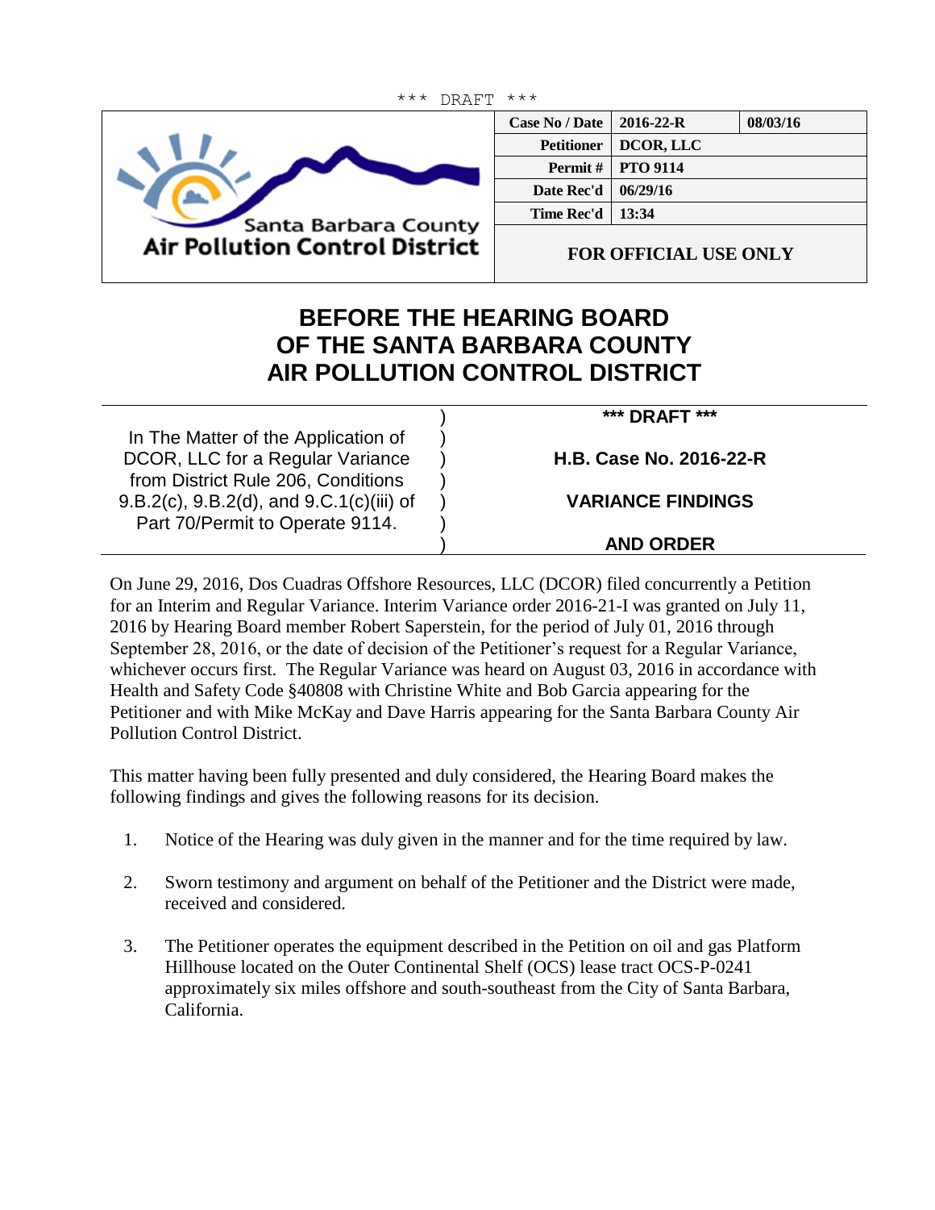\*\*\* DRAFT \*\*\*

Santa Barbara County
**Air Pollution Control District**

| Case No / Date | 2016-22-R | 08/03/16 |
|---|---|---|
| Petitioner | DCOR, LLC | |
| Permit # | PTO 9114 | |
| Date Rec'd | 06/29/16 | |
| Time Rec'd | 13:34 | |
| FOR OFFICIAL USE ONLY | | |

# BEFORE THE HEARING BOARD OF THE SANTA BARBARA COUNTY AIR POLLUTION CONTROL DISTRICT

| | |
|---|---|
| In The Matter of the Application of DCOR, LLC for a Regular Variance from District Rule 206, Conditions 9.B.2(c), 9.B.2(d), and 9.C.1(c)(iii) of Part 70/Permit to Operate 9114. | **\*\*\* DRAFT \*\*\*** <br><br> **H.B. Case No. 2016-22-R** <br><br> **VARIANCE FINDINGS** <br><br> **AND ORDER** |

On June 29, 2016, Dos Cuadras Offshore Resources, LLC (DCOR) filed concurrently a Petition for an Interim and Regular Variance. Interim Variance order 2016-21-I was granted on July 11, 2016 by Hearing Board member Robert Saperstein, for the period of July 01, 2016 through September 28, 2016, or the date of decision of the Petitioner's request for a Regular Variance, whichever occurs first. The Regular Variance was heard on August 03, 2016 in accordance with Health and Safety Code §40808 with Christine White and Bob Garcia appearing for the Petitioner and with Mike McKay and Dave Harris appearing for the Santa Barbara County Air Pollution Control District.

This matter having been fully presented and duly considered, the Hearing Board makes the following findings and gives the following reasons for its decision.

1. Notice of the Hearing was duly given in the manner and for the time required by law.

2. Sworn testimony and argument on behalf of the Petitioner and the District were made, received and considered.

3. The Petitioner operates the equipment described in the Petition on oil and gas Platform Hillhouse located on the Outer Continental Shelf (OCS) lease tract OCS-P-0241 approximately six miles offshore and south-southeast from the City of Santa Barbara, California.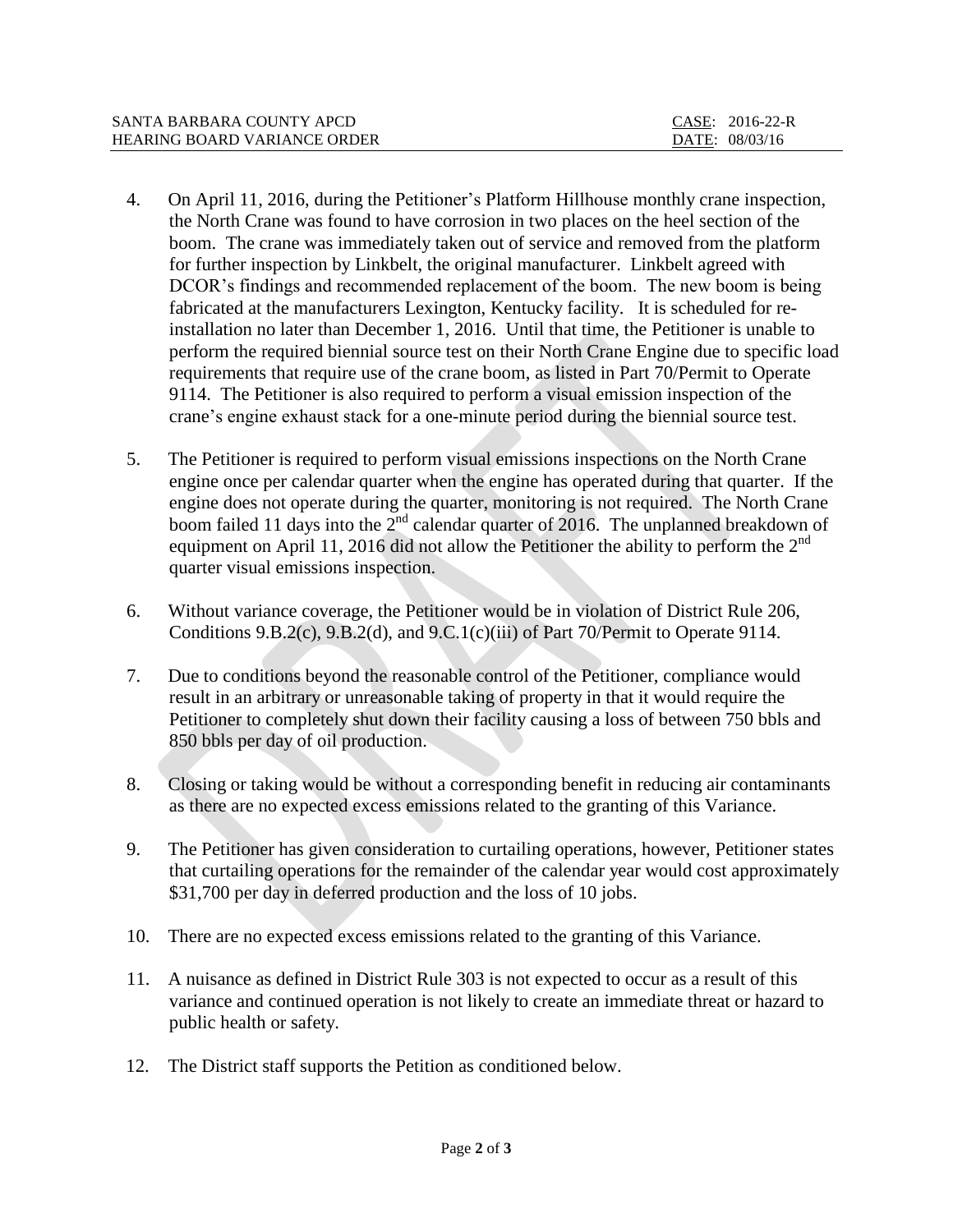4. On April 11, 2016, during the Petitioner's Platform Hillhouse monthly crane inspection, the North Crane was found to have corrosion in two places on the heel section of the boom. The crane was immediately taken out of service and removed from the platform for further inspection by Linkbelt, the original manufacturer. Linkbelt agreed with DCOR's findings and recommended replacement of the boom. The new boom is being fabricated at the manufacturers Lexington, Kentucky facility. It is scheduled for re-installation no later than December 1, 2016. Until that time, the Petitioner is unable to perform the required biennial source test on their North Crane Engine due to specific load requirements that require use of the crane boom, as listed in Part 70/Permit to Operate 9114. The Petitioner is also required to perform a visual emission inspection of the crane's engine exhaust stack for a one-minute period during the biennial source test.

5. The Petitioner is required to perform visual emissions inspections on the North Crane engine once per calendar quarter when the engine has operated during that quarter. If the engine does not operate during the quarter, monitoring is not required. The North Crane boom failed 11 days into the 2nd calendar quarter of 2016. The unplanned breakdown of equipment on April 11, 2016 did not allow the Petitioner the ability to perform the 2nd quarter visual emissions inspection.

6. Without variance coverage, the Petitioner would be in violation of District Rule 206, Conditions 9.B.2(c), 9.B.2(d), and 9.C.1(c)(iii) of Part 70/Permit to Operate 9114.

7. Due to conditions beyond the reasonable control of the Petitioner, compliance would result in an arbitrary or unreasonable taking of property in that it would require the Petitioner to completely shut down their facility causing a loss of between 750 bbls and 850 bbls per day of oil production.

8. Closing or taking would be without a corresponding benefit in reducing air contaminants as there are no expected excess emissions related to the granting of this Variance.

9. The Petitioner has given consideration to curtailing operations, however, Petitioner states that curtailing operations for the remainder of the calendar year would cost approximately $31,700 per day in deferred production and the loss of 10 jobs.

10. There are no expected excess emissions related to the granting of this Variance.

11. A nuisance as defined in District Rule 303 is not expected to occur as a result of this variance and continued operation is not likely to create an immediate threat or hazard to public health or safety.

12. The District staff supports the Petition as conditioned below.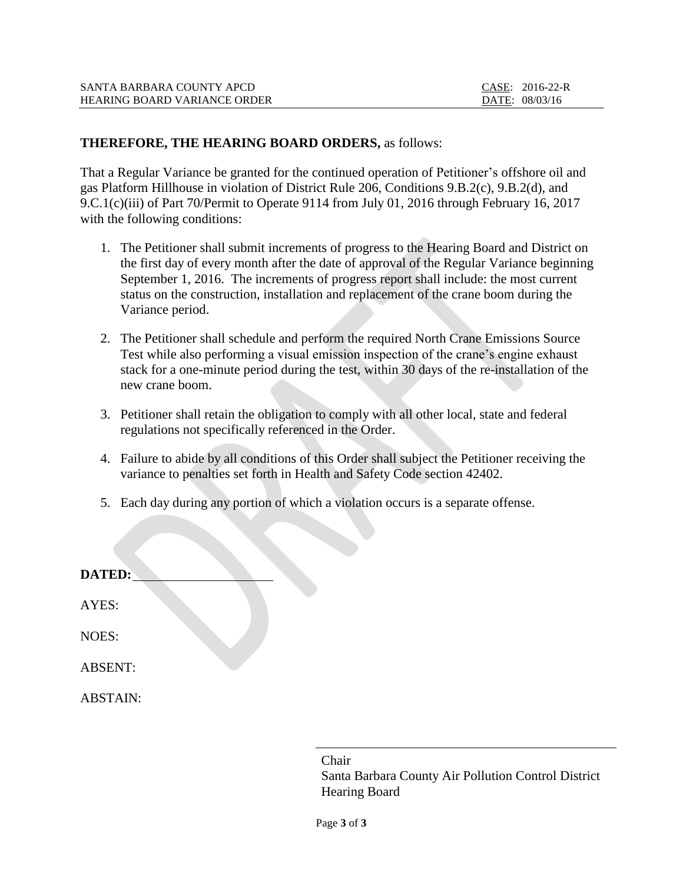**THEREFORE, THE HEARING BOARD ORDERS,** as follows:

That a Regular Variance be granted for the continued operation of Petitioner's offshore oil and gas Platform Hillhouse in violation of District Rule 206, Conditions 9.B.2(c), 9.B.2(d), and 9.C.1(c)(iii) of Part 70/Permit to Operate 9114 from July 01, 2016 through February 16, 2017 with the following conditions:

1. The Petitioner shall submit increments of progress to the Hearing Board and District on the first day of every month after the date of approval of the Regular Variance beginning September 1, 2016. The increments of progress report shall include: the most current status on the construction, installation and replacement of the crane boom during the Variance period.

2. The Petitioner shall schedule and perform the required North Crane Emissions Source Test while also performing a visual emission inspection of the crane's engine exhaust stack for a one-minute period during the test, within 30 days of the re-installation of the new crane boom.

3. Petitioner shall retain the obligation to comply with all other local, state and federal regulations not specifically referenced in the Order.

4. Failure to abide by all conditions of this Order shall subject the Petitioner receiving the variance to penalties set forth in Health and Safety Code section 42402.

5. Each day during any portion of which a violation occurs is a separate offense.

**DATED:** ____________________

AYES:

NOES:

ABSENT:

ABSTAIN:

______________________________________

Chair
Santa Barbara County Air Pollution Control District
Hearing Board